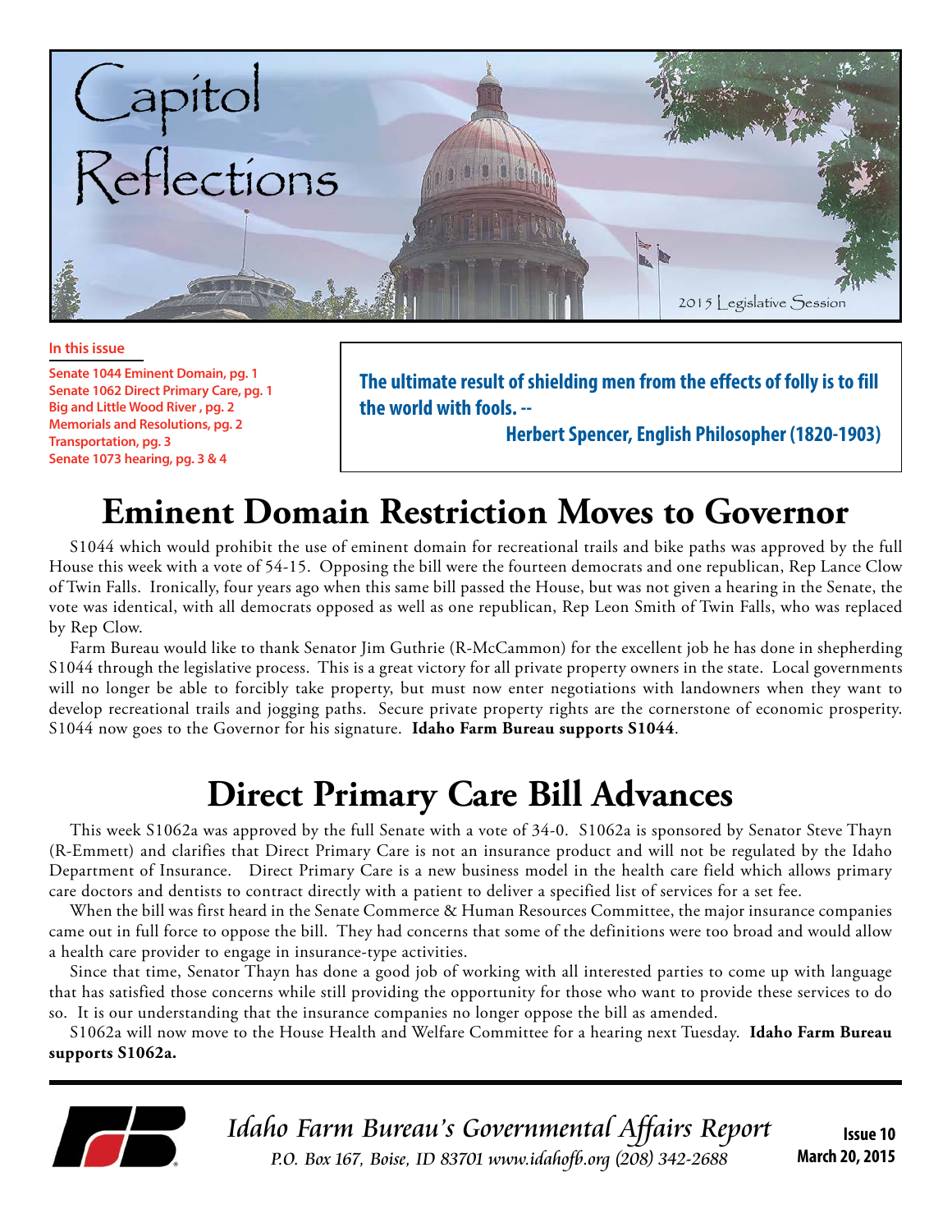# Capitol Reflections

2015 Legislative Session

**In this issue**

- Senate 1044 Eminent Domain, pg. 1
- Senate 1062 Direct Primary Care, pg. 1
- Big and Little Wood River , pg. 2
- Memorials and Resolutions, pg. 2
- Transportation, pg. 3
- Senate 1073 hearing, pg. 3 & 4

> **The ultimate result of shielding men from the effects of folly is to fill the world with fools. --**
>
> **Herbert Spencer, English Philosopher (1820-1903)**

## Eminent Domain Restriction Moves to Governor

S1044 which would prohibit the use of eminent domain for recreational trails and bike paths was approved by the full House this week with a vote of 54-15. Opposing the bill were the fourteen democrats and one republican, Rep Lance Clow of Twin Falls. Ironically, four years ago when this same bill passed the House, but was not given a hearing in the Senate, the vote was identical, with all democrats opposed as well as one republican, Rep Leon Smith of Twin Falls, who was replaced by Rep Clow.

Farm Bureau would like to thank Senator Jim Guthrie (R-McCammon) for the excellent job he has done in shepherding S1044 through the legislative process. This is a great victory for all private property owners in the state. Local governments will no longer be able to forcibly take property, but must now enter negotiations with landowners when they want to develop recreational trails and jogging paths. Secure private property rights are the cornerstone of economic prosperity. S1044 now goes to the Governor for his signature. **Idaho Farm Bureau supports S1044**.

## Direct Primary Care Bill Advances

This week S1062a was approved by the full Senate with a vote of 34-0. S1062a is sponsored by Senator Steve Thayn (R-Emmett) and clarifies that Direct Primary Care is not an insurance product and will not be regulated by the Idaho Department of Insurance. Direct Primary Care is a new business model in the health care field which allows primary care doctors and dentists to contract directly with a patient to deliver a specified list of services for a set fee.

When the bill was first heard in the Senate Commerce & Human Resources Committee, the major insurance companies came out in full force to oppose the bill. They had concerns that some of the definitions were too broad and would allow a health care provider to engage in insurance-type activities.

Since that time, Senator Thayn has done a good job of working with all interested parties to come up with language that has satisfied those concerns while still providing the opportunity for those who want to provide these services to do so. It is our understanding that the insurance companies no longer oppose the bill as amended.

S1062a will now move to the House Health and Welfare Committee for a hearing next Tuesday. **Idaho Farm Bureau supports S1062a.**

*Idaho Farm Bureau's Governmental Affairs Report*

*P.O. Box 167, Boise, ID 83701 www.idahofb.org (208) 342-2688*

**Issue 10**
**March 20, 2015**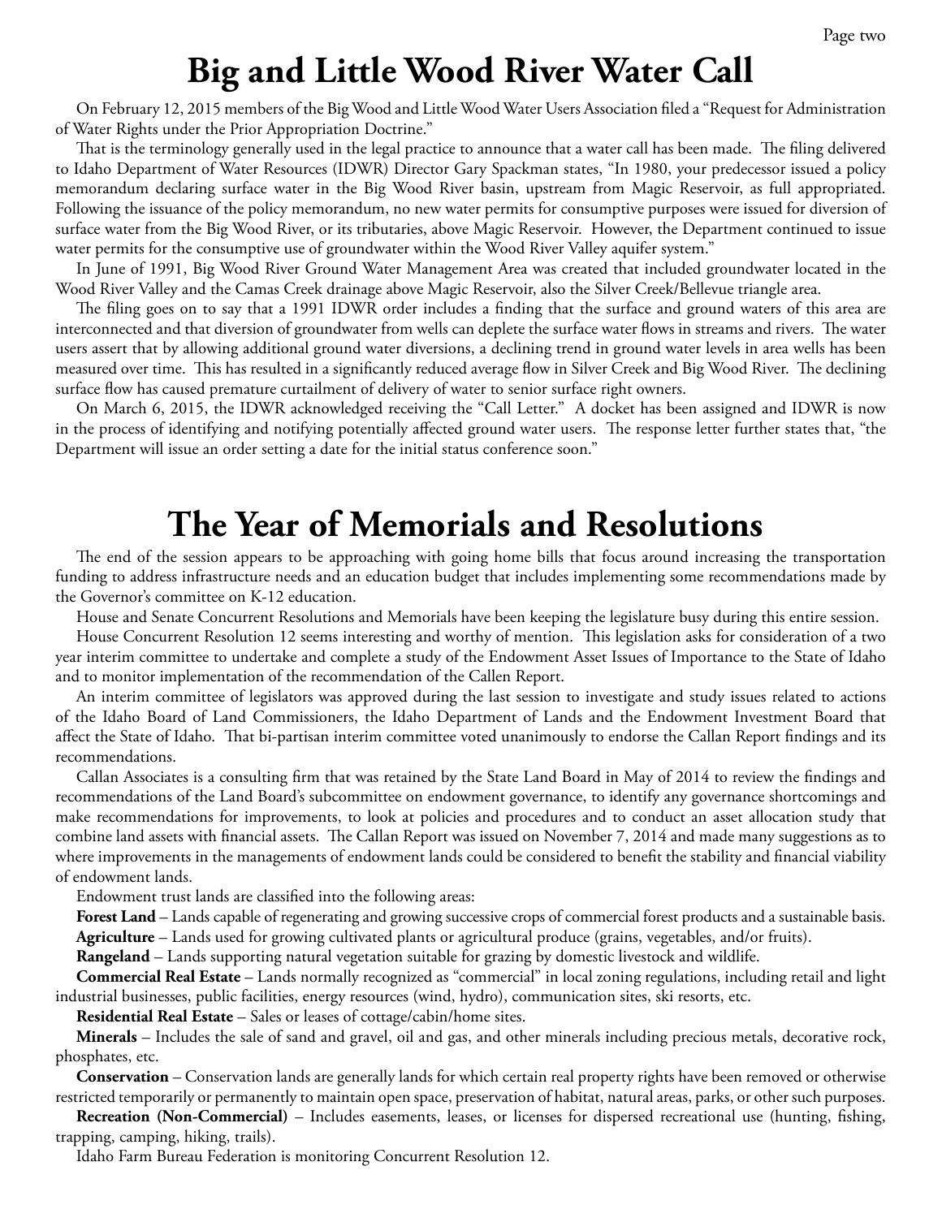# Big and Little Wood River Water Call

On February 12, 2015 members of the Big Wood and Little Wood Water Users Association filed a "Request for Administration of Water Rights under the Prior Appropriation Doctrine."

That is the terminology generally used in the legal practice to announce that a water call has been made. The filing delivered to Idaho Department of Water Resources (IDWR) Director Gary Spackman states, "In 1980, your predecessor issued a policy memorandum declaring surface water in the Big Wood River basin, upstream from Magic Reservoir, as full appropriated. Following the issuance of the policy memorandum, no new water permits for consumptive purposes were issued for diversion of surface water from the Big Wood River, or its tributaries, above Magic Reservoir. However, the Department continued to issue water permits for the consumptive use of groundwater within the Wood River Valley aquifer system."

In June of 1991, Big Wood River Ground Water Management Area was created that included groundwater located in the Wood River Valley and the Camas Creek drainage above Magic Reservoir, also the Silver Creek/Bellevue triangle area.

The filing goes on to say that a 1991 IDWR order includes a finding that the surface and ground waters of this area are interconnected and that diversion of groundwater from wells can deplete the surface water flows in streams and rivers. The water users assert that by allowing additional ground water diversions, a declining trend in ground water levels in area wells has been measured over time. This has resulted in a significantly reduced average flow in Silver Creek and Big Wood River. The declining surface flow has caused premature curtailment of delivery of water to senior surface right owners.

On March 6, 2015, the IDWR acknowledged receiving the "Call Letter." A docket has been assigned and IDWR is now in the process of identifying and notifying potentially affected ground water users. The response letter further states that, "the Department will issue an order setting a date for the initial status conference soon."

# The Year of Memorials and Resolutions

The end of the session appears to be approaching with going home bills that focus around increasing the transportation funding to address infrastructure needs and an education budget that includes implementing some recommendations made by the Governor's committee on K-12 education.

House and Senate Concurrent Resolutions and Memorials have been keeping the legislature busy during this entire session.

House Concurrent Resolution 12 seems interesting and worthy of mention. This legislation asks for consideration of a two year interim committee to undertake and complete a study of the Endowment Asset Issues of Importance to the State of Idaho and to monitor implementation of the recommendation of the Callen Report.

An interim committee of legislators was approved during the last session to investigate and study issues related to actions of the Idaho Board of Land Commissioners, the Idaho Department of Lands and the Endowment Investment Board that affect the State of Idaho. That bi-partisan interim committee voted unanimously to endorse the Callan Report findings and its recommendations.

Callan Associates is a consulting firm that was retained by the State Land Board in May of 2014 to review the findings and recommendations of the Land Board's subcommittee on endowment governance, to identify any governance shortcomings and make recommendations for improvements, to look at policies and procedures and to conduct an asset allocation study that combine land assets with financial assets. The Callan Report was issued on November 7, 2014 and made many suggestions as to where improvements in the managements of endowment lands could be considered to benefit the stability and financial viability of endowment lands.

Endowment trust lands are classified into the following areas:

**Forest Land** – Lands capable of regenerating and growing successive crops of commercial forest products and a sustainable basis.

**Agriculture** – Lands used for growing cultivated plants or agricultural produce (grains, vegetables, and/or fruits).

**Rangeland** – Lands supporting natural vegetation suitable for grazing by domestic livestock and wildlife.

**Commercial Real Estate** – Lands normally recognized as "commercial" in local zoning regulations, including retail and light industrial businesses, public facilities, energy resources (wind, hydro), communication sites, ski resorts, etc.

**Residential Real Estate** – Sales or leases of cottage/cabin/home sites.

**Minerals** – Includes the sale of sand and gravel, oil and gas, and other minerals including precious metals, decorative rock, phosphates, etc.

**Conservation** – Conservation lands are generally lands for which certain real property rights have been removed or otherwise restricted temporarily or permanently to maintain open space, preservation of habitat, natural areas, parks, or other such purposes.

**Recreation (Non-Commercial)** – Includes easements, leases, or licenses for dispersed recreational use (hunting, fishing, trapping, camping, hiking, trails).

Idaho Farm Bureau Federation is monitoring Concurrent Resolution 12.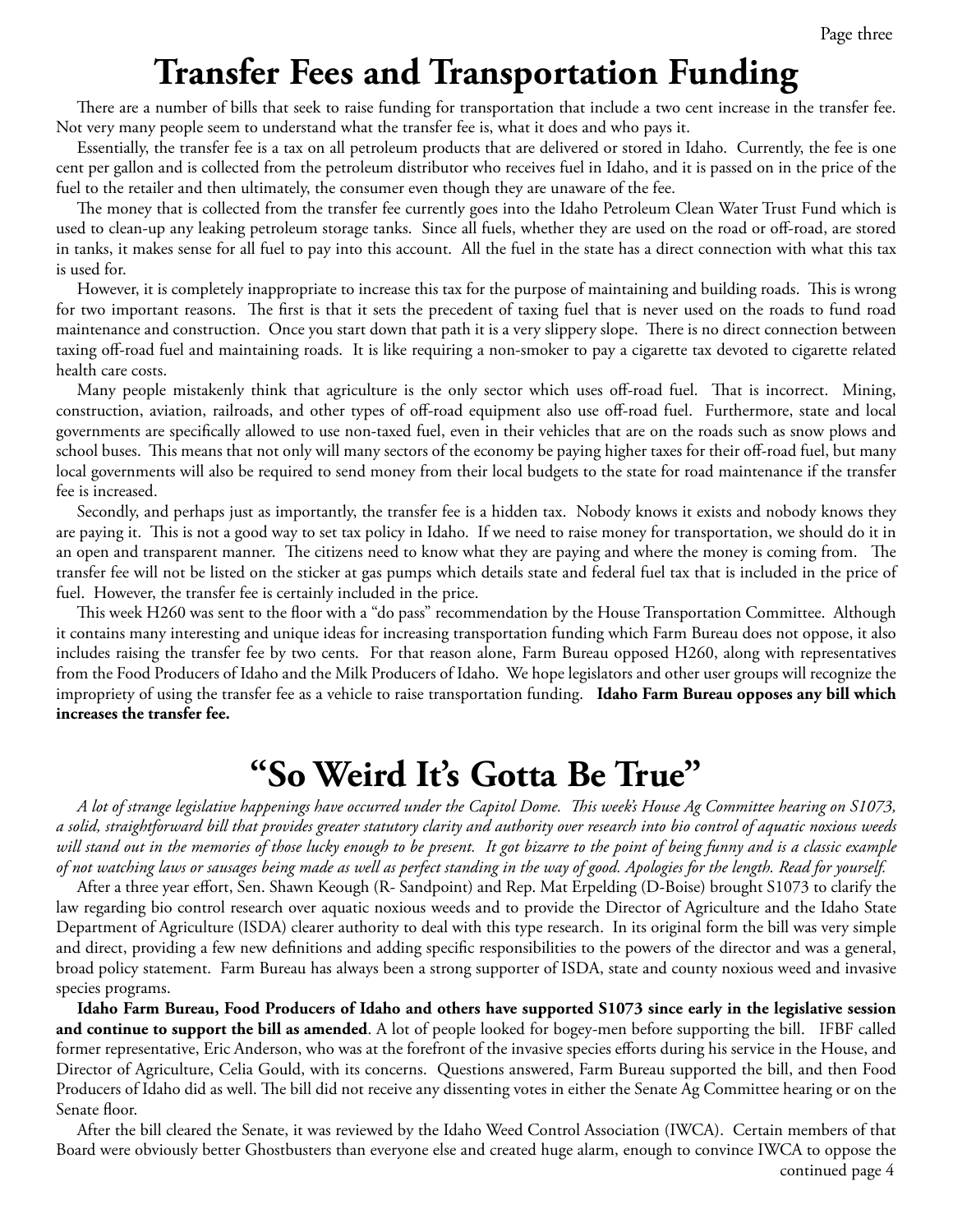# Transfer Fees and Transportation Funding

There are a number of bills that seek to raise funding for transportation that include a two cent increase in the transfer fee. Not very many people seem to understand what the transfer fee is, what it does and who pays it.

Essentially, the transfer fee is a tax on all petroleum products that are delivered or stored in Idaho. Currently, the fee is one cent per gallon and is collected from the petroleum distributor who receives fuel in Idaho, and it is passed on in the price of the fuel to the retailer and then ultimately, the consumer even though they are unaware of the fee.

The money that is collected from the transfer fee currently goes into the Idaho Petroleum Clean Water Trust Fund which is used to clean-up any leaking petroleum storage tanks. Since all fuels, whether they are used on the road or off-road, are stored in tanks, it makes sense for all fuel to pay into this account. All the fuel in the state has a direct connection with what this tax is used for.

However, it is completely inappropriate to increase this tax for the purpose of maintaining and building roads. This is wrong for two important reasons. The first is that it sets the precedent of taxing fuel that is never used on the roads to fund road maintenance and construction. Once you start down that path it is a very slippery slope. There is no direct connection between taxing off-road fuel and maintaining roads. It is like requiring a non-smoker to pay a cigarette tax devoted to cigarette related health care costs.

Many people mistakenly think that agriculture is the only sector which uses off-road fuel. That is incorrect. Mining, construction, aviation, railroads, and other types of off-road equipment also use off-road fuel. Furthermore, state and local governments are specifically allowed to use non-taxed fuel, even in their vehicles that are on the roads such as snow plows and school buses. This means that not only will many sectors of the economy be paying higher taxes for their off-road fuel, but many local governments will also be required to send money from their local budgets to the state for road maintenance if the transfer fee is increased.

Secondly, and perhaps just as importantly, the transfer fee is a hidden tax. Nobody knows it exists and nobody knows they are paying it. This is not a good way to set tax policy in Idaho. If we need to raise money for transportation, we should do it in an open and transparent manner. The citizens need to know what they are paying and where the money is coming from. The transfer fee will not be listed on the sticker at gas pumps which details state and federal fuel tax that is included in the price of fuel. However, the transfer fee is certainly included in the price.

This week H260 was sent to the floor with a "do pass" recommendation by the House Transportation Committee. Although it contains many interesting and unique ideas for increasing transportation funding which Farm Bureau does not oppose, it also includes raising the transfer fee by two cents. For that reason alone, Farm Bureau opposed H260, along with representatives from the Food Producers of Idaho and the Milk Producers of Idaho. We hope legislators and other user groups will recognize the impropriety of using the transfer fee as a vehicle to raise transportation funding. **Idaho Farm Bureau opposes any bill which increases the transfer fee.**

# "So Weird It's Gotta Be True"

*A lot of strange legislative happenings have occurred under the Capitol Dome. This week's House Ag Committee hearing on S1073, a solid, straightforward bill that provides greater statutory clarity and authority over research into bio control of aquatic noxious weeds will stand out in the memories of those lucky enough to be present. It got bizarre to the point of being funny and is a classic example of not watching laws or sausages being made as well as perfect standing in the way of good. Apologies for the length. Read for yourself.*

After a three year effort, Sen. Shawn Keough (R- Sandpoint) and Rep. Mat Erpelding (D-Boise) brought S1073 to clarify the law regarding bio control research over aquatic noxious weeds and to provide the Director of Agriculture and the Idaho State Department of Agriculture (ISDA) clearer authority to deal with this type research. In its original form the bill was very simple and direct, providing a few new definitions and adding specific responsibilities to the powers of the director and was a general, broad policy statement. Farm Bureau has always been a strong supporter of ISDA, state and county noxious weed and invasive species programs.

**Idaho Farm Bureau, Food Producers of Idaho and others have supported S1073 since early in the legislative session and continue to support the bill as amended**. A lot of people looked for bogey-men before supporting the bill. IFBF called former representative, Eric Anderson, who was at the forefront of the invasive species efforts during his service in the House, and Director of Agriculture, Celia Gould, with its concerns. Questions answered, Farm Bureau supported the bill, and then Food Producers of Idaho did as well. The bill did not receive any dissenting votes in either the Senate Ag Committee hearing or on the Senate floor.

After the bill cleared the Senate, it was reviewed by the Idaho Weed Control Association (IWCA). Certain members of that Board were obviously better Ghostbusters than everyone else and created huge alarm, enough to convince IWCA to oppose the

continued page 4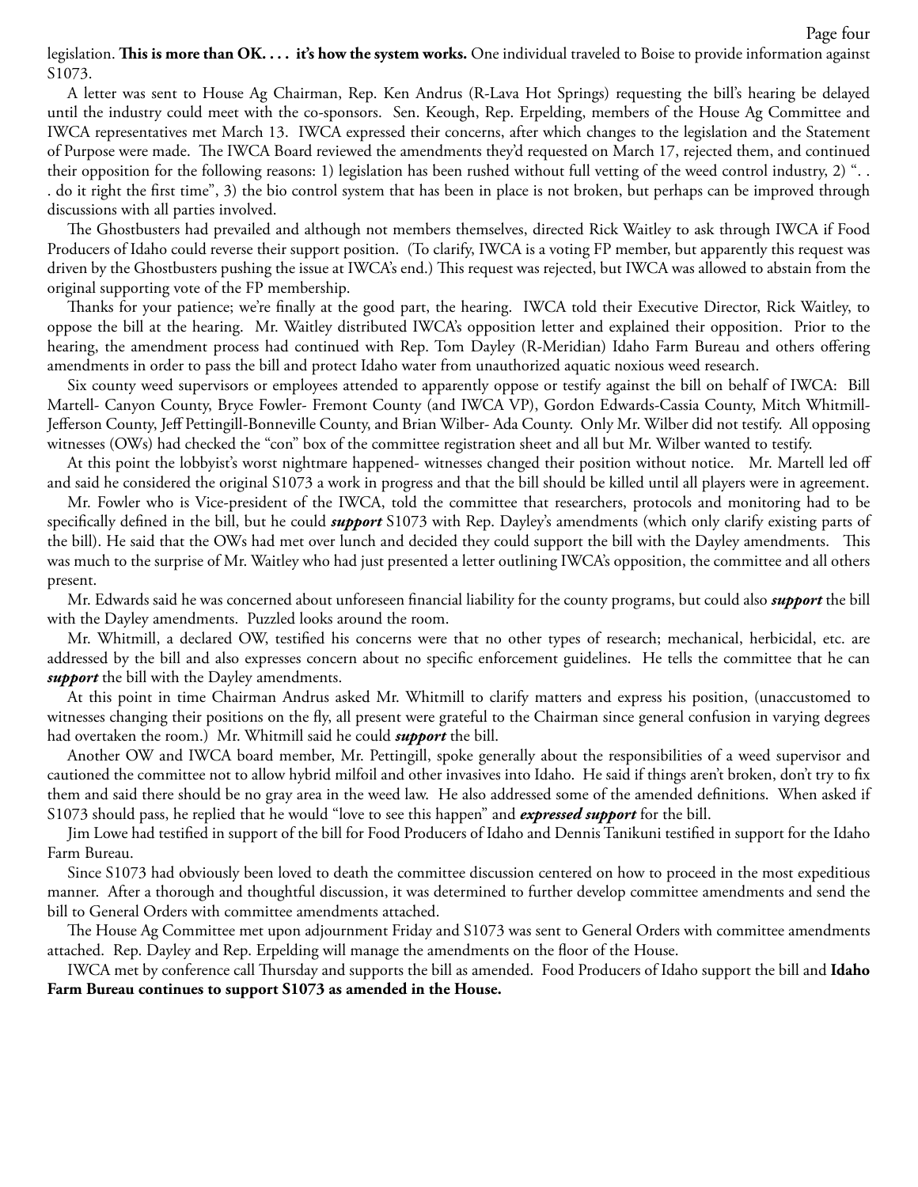legislation. **This is more than OK. . . . it's how the system works.** One individual traveled to Boise to provide information against S1073.

A letter was sent to House Ag Chairman, Rep. Ken Andrus (R-Lava Hot Springs) requesting the bill's hearing be delayed until the industry could meet with the co-sponsors. Sen. Keough, Rep. Erpelding, members of the House Ag Committee and IWCA representatives met March 13. IWCA expressed their concerns, after which changes to the legislation and the Statement of Purpose were made. The IWCA Board reviewed the amendments they'd requested on March 17, rejected them, and continued their opposition for the following reasons: 1) legislation has been rushed without full vetting of the weed control industry, 2) ". . . do it right the first time", 3) the bio control system that has been in place is not broken, but perhaps can be improved through discussions with all parties involved.

The Ghostbusters had prevailed and although not members themselves, directed Rick Waitley to ask through IWCA if Food Producers of Idaho could reverse their support position. (To clarify, IWCA is a voting FP member, but apparently this request was driven by the Ghostbusters pushing the issue at IWCA's end.) This request was rejected, but IWCA was allowed to abstain from the original supporting vote of the FP membership.

Thanks for your patience; we're finally at the good part, the hearing. IWCA told their Executive Director, Rick Waitley, to oppose the bill at the hearing. Mr. Waitley distributed IWCA's opposition letter and explained their opposition. Prior to the hearing, the amendment process had continued with Rep. Tom Dayley (R-Meridian) Idaho Farm Bureau and others offering amendments in order to pass the bill and protect Idaho water from unauthorized aquatic noxious weed research.

Six county weed supervisors or employees attended to apparently oppose or testify against the bill on behalf of IWCA: Bill Martell- Canyon County, Bryce Fowler- Fremont County (and IWCA VP), Gordon Edwards-Cassia County, Mitch Whitmill-Jefferson County, Jeff Pettingill-Bonneville County, and Brian Wilber- Ada County. Only Mr. Wilber did not testify. All opposing witnesses (OWs) had checked the "con" box of the committee registration sheet and all but Mr. Wilber wanted to testify.

At this point the lobbyist's worst nightmare happened- witnesses changed their position without notice. Mr. Martell led off and said he considered the original S1073 a work in progress and that the bill should be killed until all players were in agreement.

Mr. Fowler who is Vice-president of the IWCA, told the committee that researchers, protocols and monitoring had to be specifically defined in the bill, but he could ***support*** S1073 with Rep. Dayley's amendments (which only clarify existing parts of the bill). He said that the OWs had met over lunch and decided they could support the bill with the Dayley amendments. This was much to the surprise of Mr. Waitley who had just presented a letter outlining IWCA's opposition, the committee and all others present.

Mr. Edwards said he was concerned about unforeseen financial liability for the county programs, but could also ***support*** the bill with the Dayley amendments. Puzzled looks around the room.

Mr. Whitmill, a declared OW, testified his concerns were that no other types of research; mechanical, herbicidal, etc. are addressed by the bill and also expresses concern about no specific enforcement guidelines. He tells the committee that he can ***support*** the bill with the Dayley amendments.

At this point in time Chairman Andrus asked Mr. Whitmill to clarify matters and express his position, (unaccustomed to witnesses changing their positions on the fly, all present were grateful to the Chairman since general confusion in varying degrees had overtaken the room.) Mr. Whitmill said he could ***support*** the bill.

Another OW and IWCA board member, Mr. Pettingill, spoke generally about the responsibilities of a weed supervisor and cautioned the committee not to allow hybrid milfoil and other invasives into Idaho. He said if things aren't broken, don't try to fix them and said there should be no gray area in the weed law. He also addressed some of the amended definitions. When asked if S1073 should pass, he replied that he would "love to see this happen" and ***expressed support*** for the bill.

Jim Lowe had testified in support of the bill for Food Producers of Idaho and Dennis Tanikuni testified in support for the Idaho Farm Bureau.

Since S1073 had obviously been loved to death the committee discussion centered on how to proceed in the most expeditious manner. After a thorough and thoughtful discussion, it was determined to further develop committee amendments and send the bill to General Orders with committee amendments attached.

The House Ag Committee met upon adjournment Friday and S1073 was sent to General Orders with committee amendments attached. Rep. Dayley and Rep. Erpelding will manage the amendments on the floor of the House.

IWCA met by conference call Thursday and supports the bill as amended. Food Producers of Idaho support the bill and **Idaho Farm Bureau continues to support S1073 as amended in the House.**